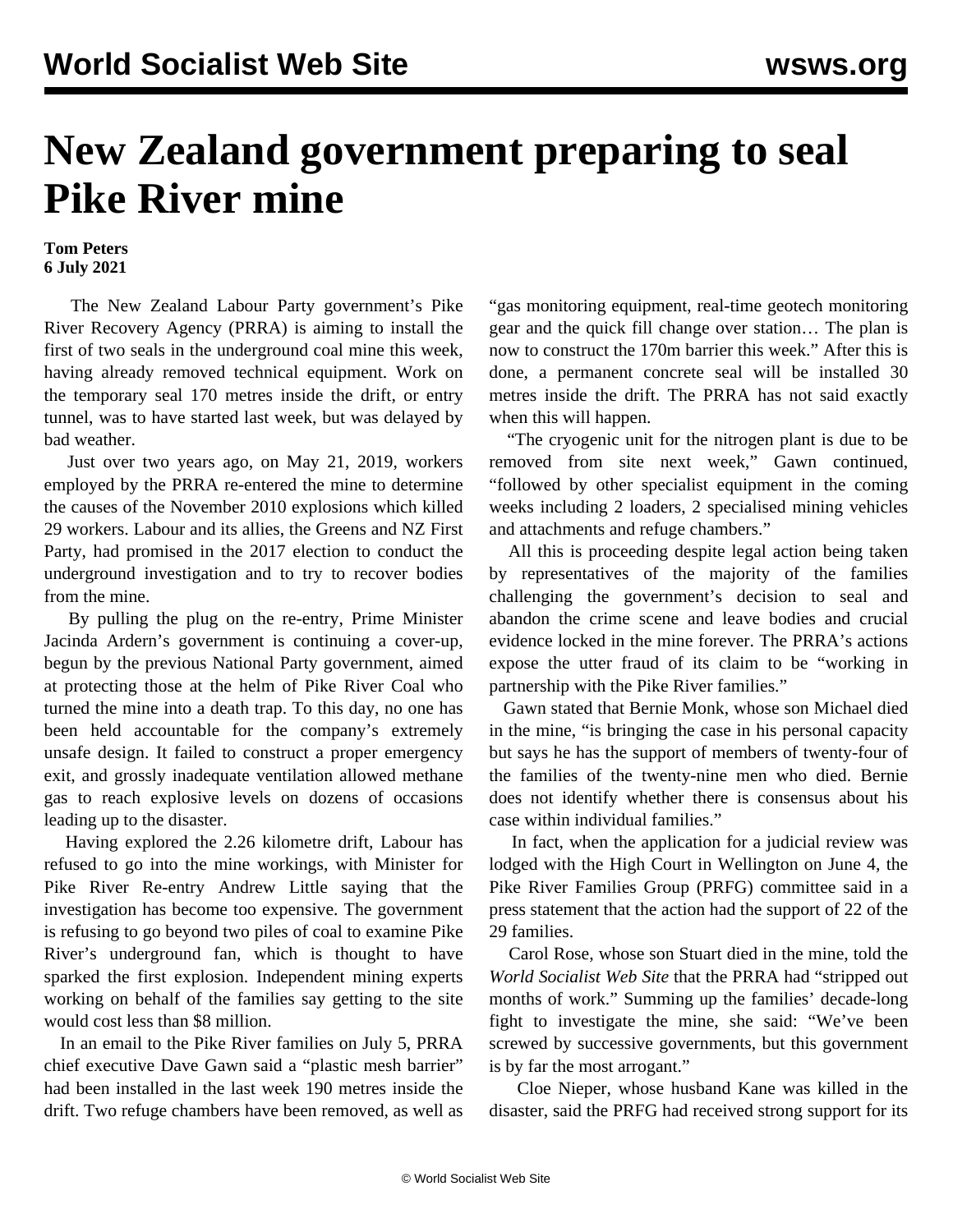# New Zealand government preparing to seal Pike River mine

**Tom Peters**
**6 July 2021**

The New Zealand Labour Party government's Pike River Recovery Agency (PRRA) is aiming to install the first of two seals in the underground coal mine this week, having already removed technical equipment. Work on the temporary seal 170 metres inside the drift, or entry tunnel, was to have started last week, but was delayed by bad weather.

Just over two years ago, on May 21, 2019, workers employed by the PRRA re-entered the mine to determine the causes of the November 2010 explosions which killed 29 workers. Labour and its allies, the Greens and NZ First Party, had promised in the 2017 election to conduct the underground investigation and to try to recover bodies from the mine.

By pulling the plug on the re-entry, Prime Minister Jacinda Ardern's government is continuing a cover-up, begun by the previous National Party government, aimed at protecting those at the helm of Pike River Coal who turned the mine into a death trap. To this day, no one has been held accountable for the company's extremely unsafe design. It failed to construct a proper emergency exit, and grossly inadequate ventilation allowed methane gas to reach explosive levels on dozens of occasions leading up to the disaster.

Having explored the 2.26 kilometre drift, Labour has refused to go into the mine workings, with Minister for Pike River Re-entry Andrew Little saying that the investigation has become too expensive. The government is refusing to go beyond two piles of coal to examine Pike River's underground fan, which is thought to have sparked the first explosion. Independent mining experts working on behalf of the families say getting to the site would cost less than $8 million.

In an email to the Pike River families on July 5, PRRA chief executive Dave Gawn said a "plastic mesh barrier" had been installed in the last week 190 metres inside the drift. Two refuge chambers have been removed, as well as "gas monitoring equipment, real-time geotech monitoring gear and the quick fill change over station… The plan is now to construct the 170m barrier this week." After this is done, a permanent concrete seal will be installed 30 metres inside the drift. The PRRA has not said exactly when this will happen.

"The cryogenic unit for the nitrogen plant is due to be removed from site next week," Gawn continued, "followed by other specialist equipment in the coming weeks including 2 loaders, 2 specialised mining vehicles and attachments and refuge chambers."

All this is proceeding despite legal action being taken by representatives of the majority of the families challenging the government's decision to seal and abandon the crime scene and leave bodies and crucial evidence locked in the mine forever. The PRRA's actions expose the utter fraud of its claim to be "working in partnership with the Pike River families."

Gawn stated that Bernie Monk, whose son Michael died in the mine, "is bringing the case in his personal capacity but says he has the support of members of twenty-four of the families of the twenty-nine men who died. Bernie does not identify whether there is consensus about his case within individual families."

In fact, when the application for a judicial review was lodged with the High Court in Wellington on June 4, the Pike River Families Group (PRFG) committee said in a press statement that the action had the support of 22 of the 29 families.

Carol Rose, whose son Stuart died in the mine, told the *World Socialist Web Site* that the PRRA had "stripped out months of work." Summing up the families' decade-long fight to investigate the mine, she said: "We've been screwed by successive governments, but this government is by far the most arrogant."

Cloe Nieper, whose husband Kane was killed in the disaster, said the PRFG had received strong support for its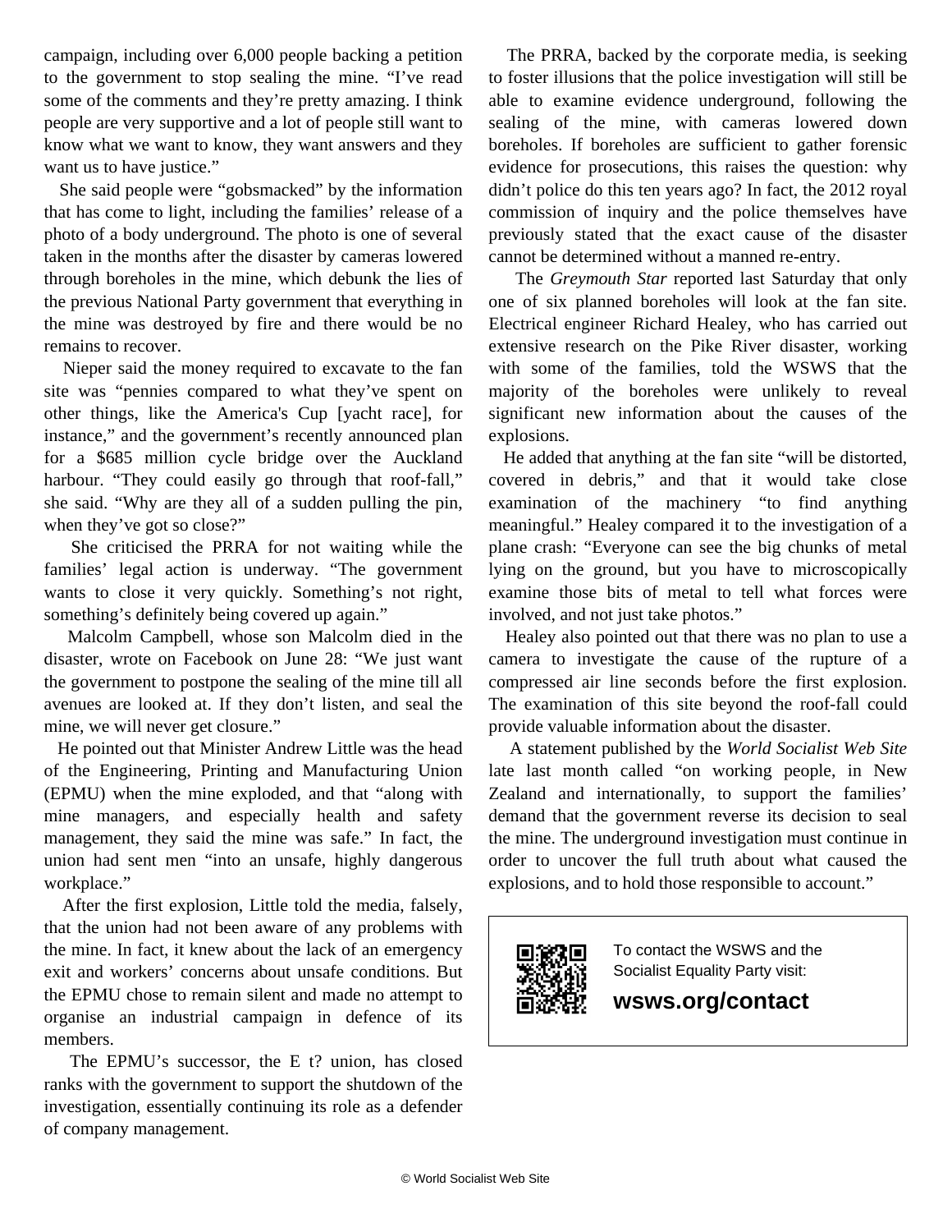campaign, including over 6,000 people backing a petition to the government to stop sealing the mine. "I've read some of the comments and they're pretty amazing. I think people are very supportive and a lot of people still want to know what we want to know, they want answers and they want us to have justice."

She said people were "gobsmacked" by the information that has come to light, including the families' release of a photo of a body underground. The photo is one of several taken in the months after the disaster by cameras lowered through boreholes in the mine, which debunk the lies of the previous National Party government that everything in the mine was destroyed by fire and there would be no remains to recover.

Nieper said the money required to excavate to the fan site was "pennies compared to what they've spent on other things, like the America's Cup [yacht race], for instance," and the government's recently announced plan for a $685 million cycle bridge over the Auckland harbour. "They could easily go through that roof-fall," she said. "Why are they all of a sudden pulling the pin, when they've got so close?"

She criticised the PRRA for not waiting while the families' legal action is underway. "The government wants to close it very quickly. Something's not right, something's definitely being covered up again."

Malcolm Campbell, whose son Malcolm died in the disaster, wrote on Facebook on June 28: "We just want the government to postpone the sealing of the mine till all avenues are looked at. If they don't listen, and seal the mine, we will never get closure."

He pointed out that Minister Andrew Little was the head of the Engineering, Printing and Manufacturing Union (EPMU) when the mine exploded, and that "along with mine managers, and especially health and safety management, they said the mine was safe." In fact, the union had sent men "into an unsafe, highly dangerous workplace."

After the first explosion, Little told the media, falsely, that the union had not been aware of any problems with the mine. In fact, it knew about the lack of an emergency exit and workers' concerns about unsafe conditions. But the EPMU chose to remain silent and made no attempt to organise an industrial campaign in defence of its members.

The EPMU's successor, the E t? union, has closed ranks with the government to support the shutdown of the investigation, essentially continuing its role as a defender of company management.

The PRRA, backed by the corporate media, is seeking to foster illusions that the police investigation will still be able to examine evidence underground, following the sealing of the mine, with cameras lowered down boreholes. If boreholes are sufficient to gather forensic evidence for prosecutions, this raises the question: why didn't police do this ten years ago? In fact, the 2012 royal commission of inquiry and the police themselves have previously stated that the exact cause of the disaster cannot be determined without a manned re-entry.

The *Greymouth Star* reported last Saturday that only one of six planned boreholes will look at the fan site. Electrical engineer Richard Healey, who has carried out extensive research on the Pike River disaster, working with some of the families, told the WSWS that the majority of the boreholes were unlikely to reveal significant new information about the causes of the explosions.

He added that anything at the fan site "will be distorted, covered in debris," and that it would take close examination of the machinery "to find anything meaningful." Healey compared it to the investigation of a plane crash: "Everyone can see the big chunks of metal lying on the ground, but you have to microscopically examine those bits of metal to tell what forces were involved, and not just take photos."

Healey also pointed out that there was no plan to use a camera to investigate the cause of the rupture of a compressed air line seconds before the first explosion. The examination of this site beyond the roof-fall could provide valuable information about the disaster.

A statement published by the *World Socialist Web Site* late last month called "on working people, in New Zealand and internationally, to support the families' demand that the government reverse its decision to seal the mine. The underground investigation must continue in order to uncover the full truth about what caused the explosions, and to hold those responsible to account."

To contact the WSWS and the Socialist Equality Party visit:

**wsws.org/contact**